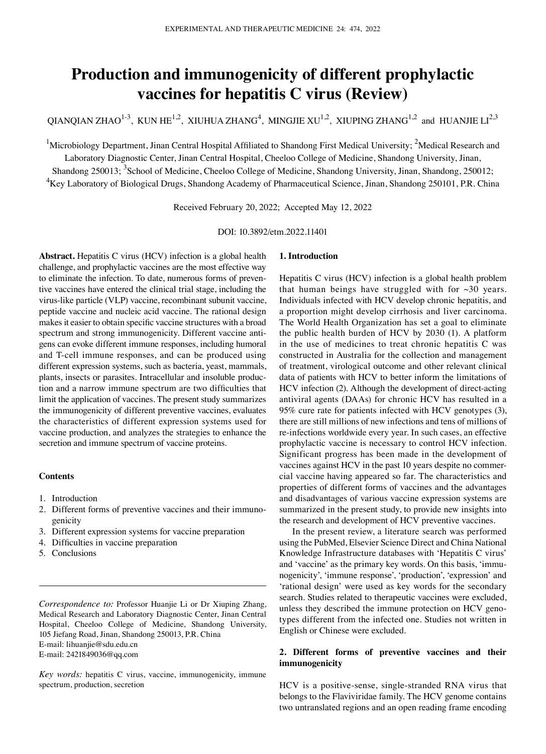# Production and immunogenicity of different prophylactic vaccines for hepatitis C virus (Review)

QIANQIAN ZHAO[1-3], KUN HE[1,2], XIUHUA ZHANG[4], MINGJIE XU[1,2], XIUPING ZHANG[1,2] and HUANJIE LI[2,3]

[1]Microbiology Department, Jinan Central Hospital Affiliated to Shandong First Medical University; [2]Medical Research and Laboratory Diagnostic Center, Jinan Central Hospital, Cheeloo College of Medicine, Shandong University, Jinan, Shandong 250013; [3]School of Medicine, Cheeloo College of Medicine, Shandong University, Jinan, Shandong, 250012; [4]Key Laboratory of Biological Drugs, Shandong Academy of Pharmaceutical Science, Jinan, Shandong 250101, P.R. China

Received February 20, 2022; Accepted May 12, 2022

DOI: 10.3892/etm.2022.11401

**Abstract.** Hepatitis C virus (HCV) infection is a global health challenge, and prophylactic vaccines are the most effective way to eliminate the infection. To date, numerous forms of preventive vaccines have entered the clinical trial stage, including the virus-like particle (VLP) vaccine, recombinant subunit vaccine, peptide vaccine and nucleic acid vaccine. The rational design makes it easier to obtain specific vaccine structures with a broad spectrum and strong immunogenicity. Different vaccine antigens can evoke different immune responses, including humoral and T-cell immune responses, and can be produced using different expression systems, such as bacteria, yeast, mammals, plants, insects or parasites. Intracellular and insoluble production and a narrow immune spectrum are two difficulties that limit the application of vaccines. The present study summarizes the immunogenicity of different preventive vaccines, evaluates the characteristics of different expression systems used for vaccine production, and analyzes the strategies to enhance the secretion and immune spectrum of vaccine proteins.

**Contents**

1. Introduction
2. Different forms of preventive vaccines and their immunogenicity
3. Different expression systems for vaccine preparation
4. Difficulties in vaccine preparation
5. Conclusions

*Correspondence to:* Professor Huanjie Li or Dr Xiuping Zhang, Medical Research and Laboratory Diagnostic Center, Jinan Central Hospital, Cheeloo College of Medicine, Shandong University, 105 Jiefang Road, Jinan, Shandong 250013, P.R. China
E-mail: lihuanjie@sdu.edu.cn
E-mail: 2421849036@qq.com

*Key words:* hepatitis C virus, vaccine, immunogenicity, immune spectrum, production, secretion

## 1. Introduction

Hepatitis C virus (HCV) infection is a global health problem that human beings have struggled with for ~30 years. Individuals infected with HCV develop chronic hepatitis, and a proportion might develop cirrhosis and liver carcinoma. The World Health Organization has set a goal to eliminate the public health burden of HCV by 2030 (1). A platform in the use of medicines to treat chronic hepatitis C was constructed in Australia for the collection and management of treatment, virological outcome and other relevant clinical data of patients with HCV to better inform the limitations of HCV infection (2). Although the development of direct-acting antiviral agents (DAAs) for chronic HCV has resulted in a 95% cure rate for patients infected with HCV genotypes (3), there are still millions of new infections and tens of millions of re-infections worldwide every year. In such cases, an effective prophylactic vaccine is necessary to control HCV infection. Significant progress has been made in the development of vaccines against HCV in the past 10 years despite no commercial vaccine having appeared so far. The characteristics and properties of different forms of vaccines and the advantages and disadvantages of various vaccine expression systems are summarized in the present study, to provide new insights into the research and development of HCV preventive vaccines.

In the present review, a literature search was performed using the PubMed, Elsevier Science Direct and China National Knowledge Infrastructure databases with 'Hepatitis C virus' and 'vaccine' as the primary key words. On this basis, 'immunogenicity', 'immune response', 'production', 'expression' and 'rational design' were used as key words for the secondary search. Studies related to therapeutic vaccines were excluded, unless they described the immune protection on HCV genotypes different from the infected one. Studies not written in English or Chinese were excluded.

## 2. Different forms of preventive vaccines and their immunogenicity

HCV is a positive-sense, single-stranded RNA virus that belongs to the Flaviviridae family. The HCV genome contains two untranslated regions and an open reading frame encoding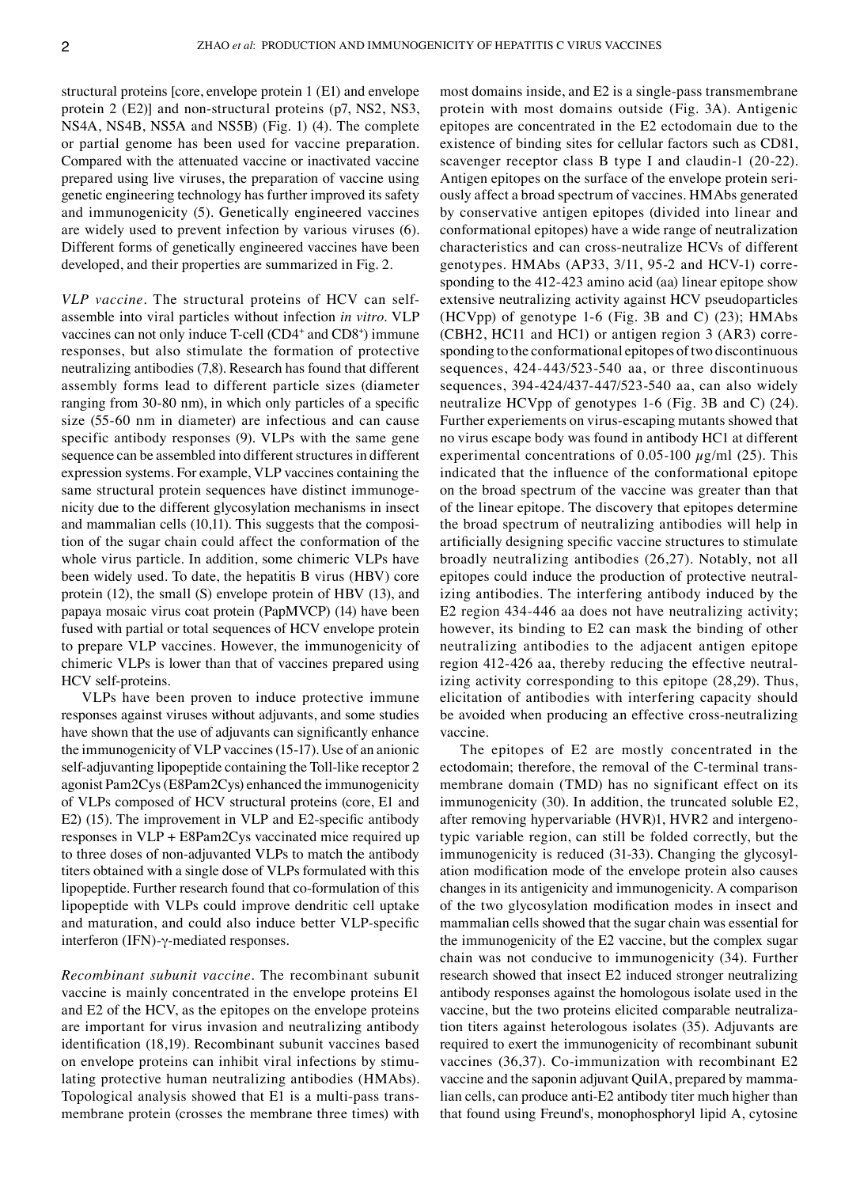structural proteins [core, envelope protein 1 (E1) and envelope protein 2 (E2)] and non-structural proteins (p7, NS2, NS3, NS4A, NS4B, NS5A and NS5B) (Fig. 1) (4). The complete or partial genome has been used for vaccine preparation. Compared with the attenuated vaccine or inactivated vaccine prepared using live viruses, the preparation of vaccine using genetic engineering technology has further improved its safety and immunogenicity (5). Genetically engineered vaccines are widely used to prevent infection by various viruses (6). Different forms of genetically engineered vaccines have been developed, and their properties are summarized in Fig. 2.

*VLP vaccine*. The structural proteins of HCV can self-assemble into viral particles without infection *in vitro*. VLP vaccines can not only induce T-cell ($CD4^+$ and $CD8^+$) immune responses, but also stimulate the formation of protective neutralizing antibodies (7,8). Research has found that different assembly forms lead to different particle sizes (diameter ranging from 30-80 nm), in which only particles of a specific size (55-60 nm in diameter) are infectious and can cause specific antibody responses (9). VLPs with the same gene sequence can be assembled into different structures in different expression systems. For example, VLP vaccines containing the same structural protein sequences have distinct immunogenicity due to the different glycosylation mechanisms in insect and mammalian cells (10,11). This suggests that the composition of the sugar chain could affect the conformation of the whole virus particle. In addition, some chimeric VLPs have been widely used. To date, the hepatitis B virus (HBV) core protein (12), the small (S) envelope protein of HBV (13), and papaya mosaic virus coat protein (PapMVCP) (14) have been fused with partial or total sequences of HCV envelope protein to prepare VLP vaccines. However, the immunogenicity of chimeric VLPs is lower than that of vaccines prepared using HCV self-proteins.

VLPs have been proven to induce protective immune responses against viruses without adjuvants, and some studies have shown that the use of adjuvants can significantly enhance the immunogenicity of VLP vaccines (15-17). Use of an anionic self-adjuvanting lipopeptide containing the Toll-like receptor 2 agonist Pam2Cys (E8Pam2Cys) enhanced the immunogenicity of VLPs composed of HCV structural proteins (core, E1 and E2) (15). The improvement in VLP and E2-specific antibody responses in VLP + E8Pam2Cys vaccinated mice required up to three doses of non-adjuvanted VLPs to match the antibody titers obtained with a single dose of VLPs formulated with this lipopeptide. Further research found that co-formulation of this lipopeptide with VLPs could improve dendritic cell uptake and maturation, and could also induce better VLP-specific interferon (IFN)-γ-mediated responses.

*Recombinant subunit vaccine*. The recombinant subunit vaccine is mainly concentrated in the envelope proteins E1 and E2 of the HCV, as the epitopes on the envelope proteins are important for virus invasion and neutralizing antibody identification (18,19). Recombinant subunit vaccines based on envelope proteins can inhibit viral infections by stimulating protective human neutralizing antibodies (HMAbs). Topological analysis showed that E1 is a multi-pass transmembrane protein (crosses the membrane three times) with most domains inside, and E2 is a single-pass transmembrane protein with most domains outside (Fig. 3A). Antigenic epitopes are concentrated in the E2 ectodomain due to the existence of binding sites for cellular factors such as CD81, scavenger receptor class B type I and claudin-1 (20-22). Antigen epitopes on the surface of the envelope protein seriously affect a broad spectrum of vaccines. HMAbs generated by conservative antigen epitopes (divided into linear and conformational epitopes) have a wide range of neutralization characteristics and can cross-neutralize HCVs of different genotypes. HMAbs (AP33, 3/11, 95-2 and HCV-1) corresponding to the 412-423 amino acid (aa) linear epitope show extensive neutralizing activity against HCV pseudoparticles (HCVpp) of genotype 1-6 (Fig. 3B and C) (23); HMAbs (CBH2, HC11 and HC1) or antigen region 3 (AR3) corresponding to the conformational epitopes of two discontinuous sequences, 424-443/523-540 aa, or three discontinuous sequences, 394-424/437-447/523-540 aa, can also widely neutralize HCVpp of genotypes 1-6 (Fig. 3B and C) (24). Further experiements on virus-escaping mutants showed that no virus escape body was found in antibody HC1 at different experimental concentrations of 0.05-100 µg/ml (25). This indicated that the influence of the conformational epitope on the broad spectrum of the vaccine was greater than that of the linear epitope. The discovery that epitopes determine the broad spectrum of neutralizing antibodies will help in artificially designing specific vaccine structures to stimulate broadly neutralizing antibodies (26,27). Notably, not all epitopes could induce the production of protective neutralizing antibodies. The interfering antibody induced by the E2 region 434-446 aa does not have neutralizing activity; however, its binding to E2 can mask the binding of other neutralizing antibodies to the adjacent antigen epitope region 412-426 aa, thereby reducing the effective neutralizing activity corresponding to this epitope (28,29). Thus, elicitation of antibodies with interfering capacity should be avoided when producing an effective cross-neutralizing vaccine.

The epitopes of E2 are mostly concentrated in the ectodomain; therefore, the removal of the C-terminal transmembrane domain (TMD) has no significant effect on its immunogenicity (30). In addition, the truncated soluble E2, after removing hypervariable (HVR)1, HVR2 and intergenotypic variable region, can still be folded correctly, but the immunogenicity is reduced (31-33). Changing the glycosylation modification mode of the envelope protein also causes changes in its antigenicity and immunogenicity. A comparison of the two glycosylation modification modes in insect and mammalian cells showed that the sugar chain was essential for the immunogenicity of the E2 vaccine, but the complex sugar chain was not conducive to immunogenicity (34). Further research showed that insect E2 induced stronger neutralizing antibody responses against the homologous isolate used in the vaccine, but the two proteins elicited comparable neutralization titers against heterologous isolates (35). Adjuvants are required to exert the immunogenicity of recombinant subunit vaccines (36,37). Co-immunization with recombinant E2 vaccine and the saponin adjuvant QuilA, prepared by mammalian cells, can produce anti-E2 antibody titer much higher than that found using Freund's, monophosphoryl lipid A, cytosine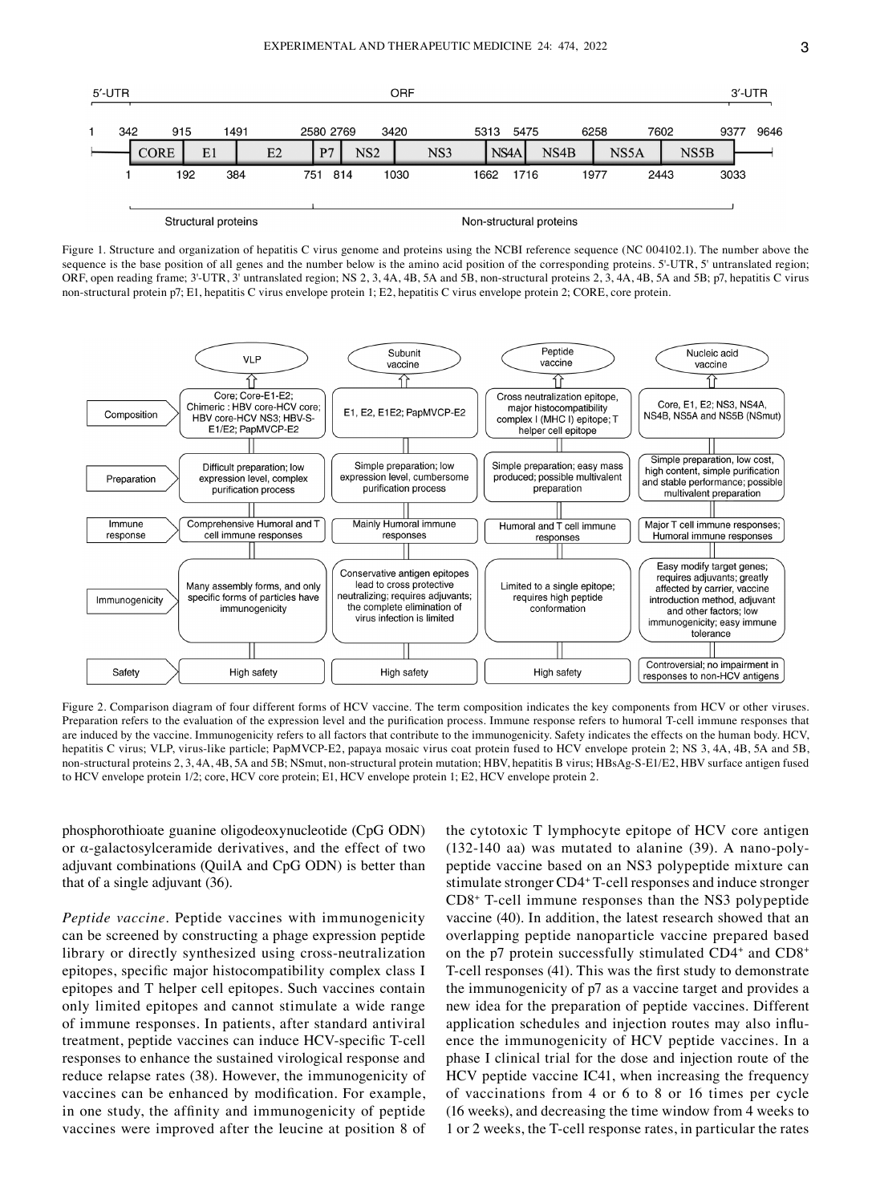Figure 1. Structure and organization of hepatitis C virus genome and proteins using the NCBI reference sequence (NC 004102.1). The number above the sequence is the base position of all genes and the number below is the amino acid position of the corresponding proteins. 5'-UTR, 5' untranslated region; ORF, open reading frame; 3'-UTR, 3' untranslated region; NS 2, 3, 4A, 4B, 5A and 5B, non-structural proteins 2, 3, 4A, 4B, 5A and 5B; p7, hepatitis C virus non-structural protein p7; E1, hepatitis C virus envelope protein 1; E2, hepatitis C virus envelope protein 2; CORE, core protein.

| | VLP | Subunit vaccine | Peptide vaccine | Nucleic acid vaccine |
|---|---|---|---|---|
| Composition | Core; Core-E1-E2; Chimeric : HBV core-HCV core; HBV core-HCV NS3; HBV-S-E1/E2; PapMVCP-E2 | E1, E2, E1E2; PapMVCP-E2 | Cross neutralization epitope, major histocompatibility complex I (MHC I) epitope; T helper cell epitope | Core, E1, E2; NS3, NS4A, NS4B, NS5A and NS5B (NSmut) |
| Preparation | Difficult preparation; low expression level, complex purification process | Simple preparation; low expression level, cumbersome purification process | Simple preparation; easy mass produced; possible multivalent preparation | Simple preparation, low cost, high content, simple purification and stable performance; possible multivalent preparation |
| Immune response | Comprehensive Humoral and T cell immune responses | Mainly Humoral immune responses | Humoral and T cell immune responses | Major T cell immune responses; Humoral immune responses |
| Immunogenicity | Many assembly forms, and only specific forms of particles have immunogenicity | Conservative antigen epitopes lead to cross protective neutralizing; requires adjuvants; the complete elimination of virus infection is limited | Limited to a single epitope; requires high peptide conformation | Easy modify target genes; requires adjuvants; greatly affected by carrier, vaccine introduction method, adjuvant and other factors; low immunogenicity; easy immune tolerance |
| Safety | High safety | High safety | High safety | Controversial; no impairment in responses to non-HCV antigens |

Figure 2. Comparison diagram of four different forms of HCV vaccine. The term composition indicates the key components from HCV or other viruses. Preparation refers to the evaluation of the expression level and the purification process. Immune response refers to humoral T-cell immune responses that are induced by the vaccine. Immunogenicity refers to all factors that contribute to the immunogenicity. Safety indicates the effects on the human body. HCV, hepatitis C virus; VLP, virus-like particle; PapMVCP-E2, papaya mosaic virus coat protein fused to HCV envelope protein 2; NS 3, 4A, 4B, 5A and 5B, non-structural proteins 2, 3, 4A, 4B, 5A and 5B; NSmut, non-structural protein mutation; HBV, hepatitis B virus; HBsAg-S-E1/E2, HBV surface antigen fused to HCV envelope protein 1/2; core, HCV core protein; E1, HCV envelope protein 1; E2, HCV envelope protein 2.

phosphorothioate guanine oligodeoxynucleotide (CpG ODN) or α-galactosylceramide derivatives, and the effect of two adjuvant combinations (QuilA and CpG ODN) is better than that of a single adjuvant (36).

*Peptide vaccine*. Peptide vaccines with immunogenicity can be screened by constructing a phage expression peptide library or directly synthesized using cross-neutralization epitopes, specific major histocompatibility complex class I epitopes and T helper cell epitopes. Such vaccines contain only limited epitopes and cannot stimulate a wide range of immune responses. In patients, after standard antiviral treatment, peptide vaccines can induce HCV-specific T-cell responses to enhance the sustained virological response and reduce relapse rates (38). However, the immunogenicity of vaccines can be enhanced by modification. For example, in one study, the affinity and immunogenicity of peptide vaccines were improved after the leucine at position 8 of the cytotoxic T lymphocyte epitope of HCV core antigen (132-140 aa) was mutated to alanine (39). A nano-polypeptide vaccine based on an NS3 polypeptide mixture can stimulate stronger $CD4^+$ T-cell responses and induce stronger $CD8^+$ T-cell immune responses than the NS3 polypeptide vaccine (40). In addition, the latest research showed that an overlapping peptide nanoparticle vaccine prepared based on the p7 protein successfully stimulated $CD4^+$ and $CD8^+$ T-cell responses (41). This was the first study to demonstrate the immunogenicity of p7 as a vaccine target and provides a new idea for the preparation of peptide vaccines. Different application schedules and injection routes may also influence the immunogenicity of HCV peptide vaccines. In a phase I clinical trial for the dose and injection route of the HCV peptide vaccine IC41, when increasing the frequency of vaccinations from 4 or 6 to 8 or 16 times per cycle (16 weeks), and decreasing the time window from 4 weeks to 1 or 2 weeks, the T-cell response rates, in particular the rates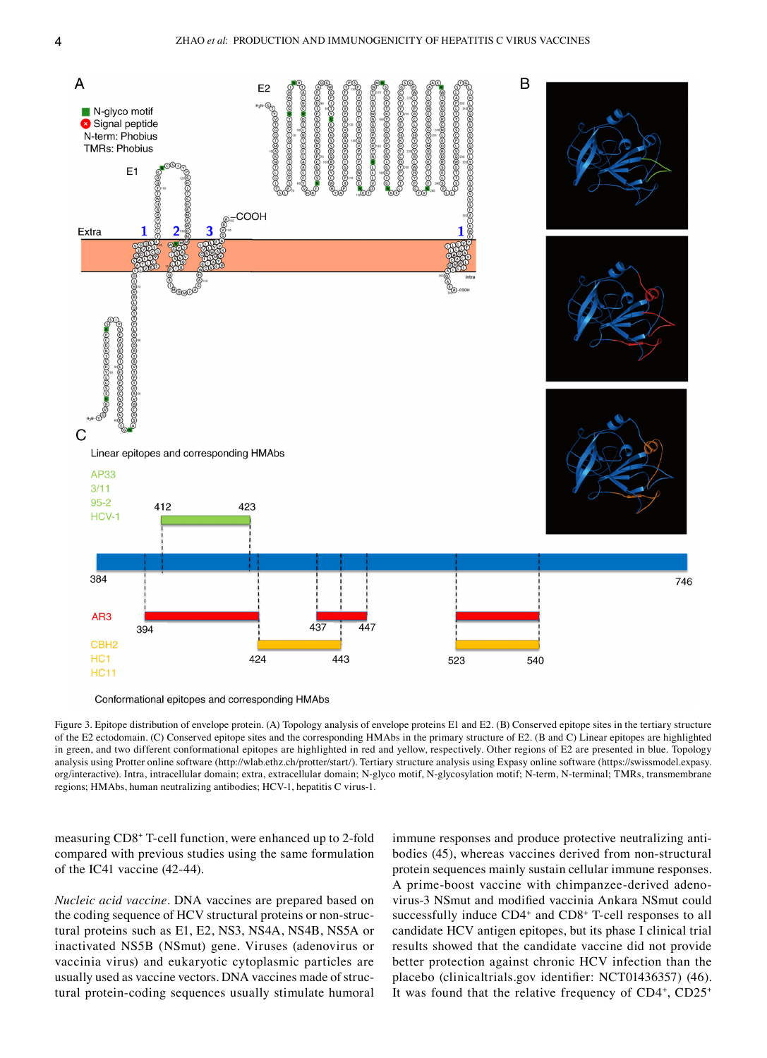Figure 3. Epitope distribution of envelope protein. (A) Topology analysis of envelope proteins E1 and E2. (B) Conserved epitope sites in the tertiary structure of the E2 ectodomain. (C) Conserved epitope sites and the corresponding HMAbs in the primary structure of E2. (B and C) Linear epitopes are highlighted in green, and two different conformational epitopes are highlighted in red and yellow, respectively. Other regions of E2 are presented in blue. Topology analysis using Protter online software (http://wlab.ethz.ch/protter/start/). Tertiary structure analysis using Expasy online software (https://swissmodel.expasy.org/interactive). Intra, intracellular domain; extra, extracellular domain; N-glyco motif, N-glycosylation motif; N-term, N-terminal; TMRs, transmembrane regions; HMAbs, human neutralizing antibodies; HCV-1, hepatitis C virus-1.

measuring CD8⁺ T-cell function, were enhanced up to 2-fold compared with previous studies using the same formulation of the IC41 vaccine (42-44).

*Nucleic acid vaccine*. DNA vaccines are prepared based on the coding sequence of HCV structural proteins or non-structural proteins such as E1, E2, NS3, NS4A, NS4B, NS5A or inactivated NS5B (NSmut) gene. Viruses (adenovirus or vaccinia virus) and eukaryotic cytoplasmic particles are usually used as vaccine vectors. DNA vaccines made of structural protein-coding sequences usually stimulate humoral immune responses and produce protective neutralizing antibodies (45), whereas vaccines derived from non-structural protein sequences mainly sustain cellular immune responses. A prime-boost vaccine with chimpanzee-derived adenovirus-3 NSmut and modified vaccinia Ankara NSmut could successfully induce CD4⁺ and CD8⁺ T-cell responses to all candidate HCV antigen epitopes, but its phase I clinical trial results showed that the candidate vaccine did not provide better protection against chronic HCV infection than the placebo (clinicaltrials.gov identifier: NCT01436357) (46). It was found that the relative frequency of CD4⁺, CD25⁺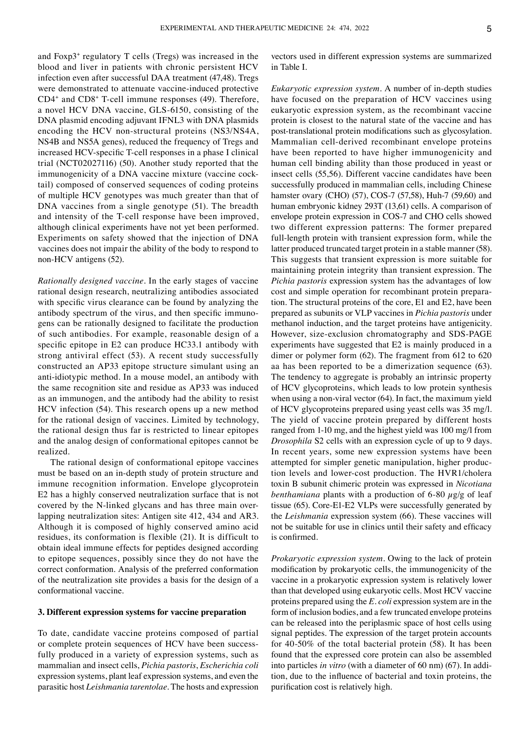and Foxp3$^+$ regulatory T cells (Tregs) was increased in the blood and liver in patients with chronic persistent HCV infection even after successful DAA treatment (47,48). Tregs were demonstrated to attenuate vaccine-induced protective CD4$^+$ and CD8$^+$ T-cell immune responses (49). Therefore, a novel HCV DNA vaccine, GLS-6150, consisting of the DNA plasmid encoding adjuvant IFNL3 with DNA plasmids encoding the HCV non-structural proteins (NS3/NS4A, NS4B and NS5A genes), reduced the frequency of Tregs and increased HCV-specific T-cell responses in a phase I clinical trial (NCT02027116) (50). Another study reported that the immunogenicity of a DNA vaccine mixture (vaccine cocktail) composed of conserved sequences of coding proteins of multiple HCV genotypes was much greater than that of DNA vaccines from a single genotype (51). The breadth and intensity of the T-cell response have been improved, although clinical experiments have not yet been performed. Experiments on safety showed that the injection of DNA vaccines does not impair the ability of the body to respond to non-HCV antigens (52).

*Rationally designed vaccine.* In the early stages of vaccine rational design research, neutralizing antibodies associated with specific virus clearance can be found by analyzing the antibody spectrum of the virus, and then specific immunogens can be rationally designed to facilitate the production of such antibodies. For example, reasonable design of a specific epitope in E2 can produce HC33.1 antibody with strong antiviral effect (53). A recent study successfully constructed an AP33 epitope structure simulant using an anti-idiotypic method. In a mouse model, an antibody with the same recognition site and residue as AP33 was induced as an immunogen, and the antibody had the ability to resist HCV infection (54). This research opens up a new method for the rational design of vaccines. Limited by technology, the rational design thus far is restricted to linear epitopes and the analog design of conformational epitopes cannot be realized.

The rational design of conformational epitope vaccines must be based on an in-depth study of protein structure and immune recognition information. Envelope glycoprotein E2 has a highly conserved neutralization surface that is not covered by the N-linked glycans and has three main overlapping neutralization sites: Antigen site 412, 434 and AR3. Although it is composed of highly conserved amino acid residues, its conformation is flexible (21). It is difficult to obtain ideal immune effects for peptides designed according to epitope sequences, possibly since they do not have the correct conformation. Analysis of the preferred conformation of the neutralization site provides a basis for the design of a conformational vaccine.

## 3. Different expression systems for vaccine preparation

To date, candidate vaccine proteins composed of partial or complete protein sequences of HCV have been successfully produced in a variety of expression systems, such as mammalian and insect cells, *Pichia pastoris*, *Escherichia coli* expression systems, plant leaf expression systems, and even the parasitic host *Leishmania tarentolae*. The hosts and expression vectors used in different expression systems are summarized in Table I.

*Eukaryotic expression system.* A number of in-depth studies have focused on the preparation of HCV vaccines using eukaryotic expression system, as the recombinant vaccine protein is closest to the natural state of the vaccine and has post-translational protein modifications such as glycosylation. Mammalian cell-derived recombinant envelope proteins have been reported to have higher immunogenicity and human cell binding ability than those produced in yeast or insect cells (55,56). Different vaccine candidates have been successfully produced in mammalian cells, including Chinese hamster ovary (CHO) (57), COS-7 (57,58), Huh-7 (59,60) and human embryonic kidney 293T (13,61) cells. A comparison of envelope protein expression in COS-7 and CHO cells showed two different expression patterns: The former prepared full-length protein with transient expression form, while the latter produced truncated target protein in a stable manner (58). This suggests that transient expression is more suitable for maintaining protein integrity than transient expression. The *Pichia pastoris* expression system has the advantages of low cost and simple operation for recombinant protein preparation. The structural proteins of the core, E1 and E2, have been prepared as subunits or VLP vaccines in *Pichia pastoris* under methanol induction, and the target proteins have antigenicity. However, size-exclusion chromatography and SDS-PAGE experiments have suggested that E2 is mainly produced in a dimer or polymer form (62). The fragment from 612 to 620 aa has been reported to be a dimerization sequence (63). The tendency to aggregate is probably an intrinsic property of HCV glycoproteins, which leads to low protein synthesis when using a non-viral vector (64). In fact, the maximum yield of HCV glycoproteins prepared using yeast cells was 35 mg/l. The yield of vaccine protein prepared by different hosts ranged from 1-10 mg, and the highest yield was 100 mg/l from *Drosophila* S2 cells with an expression cycle of up to 9 days. In recent years, some new expression systems have been attempted for simpler genetic manipulation, higher production levels and lower-cost production. The HVR1/cholera toxin B subunit chimeric protein was expressed in *Nicotiana benthamiana* plants with a production of 6-80 $\mu$g/g of leaf tissue (65). Core-E1-E2 VLPs were successfully generated by the *Leishmania* expression system (66). These vaccines will not be suitable for use in clinics until their safety and efficacy is confirmed.

*Prokaryotic expression system.* Owing to the lack of protein modification by prokaryotic cells, the immunogenicity of the vaccine in a prokaryotic expression system is relatively lower than that developed using eukaryotic cells. Most HCV vaccine proteins prepared using the *E. coli* expression system are in the form of inclusion bodies, and a few truncated envelope proteins can be released into the periplasmic space of host cells using signal peptides. The expression of the target protein accounts for 40-50% of the total bacterial protein (58). It has been found that the expressed core protein can also be assembled into particles *in vitro* (with a diameter of 60 nm) (67). In addition, due to the influence of bacterial and toxin proteins, the purification cost is relatively high.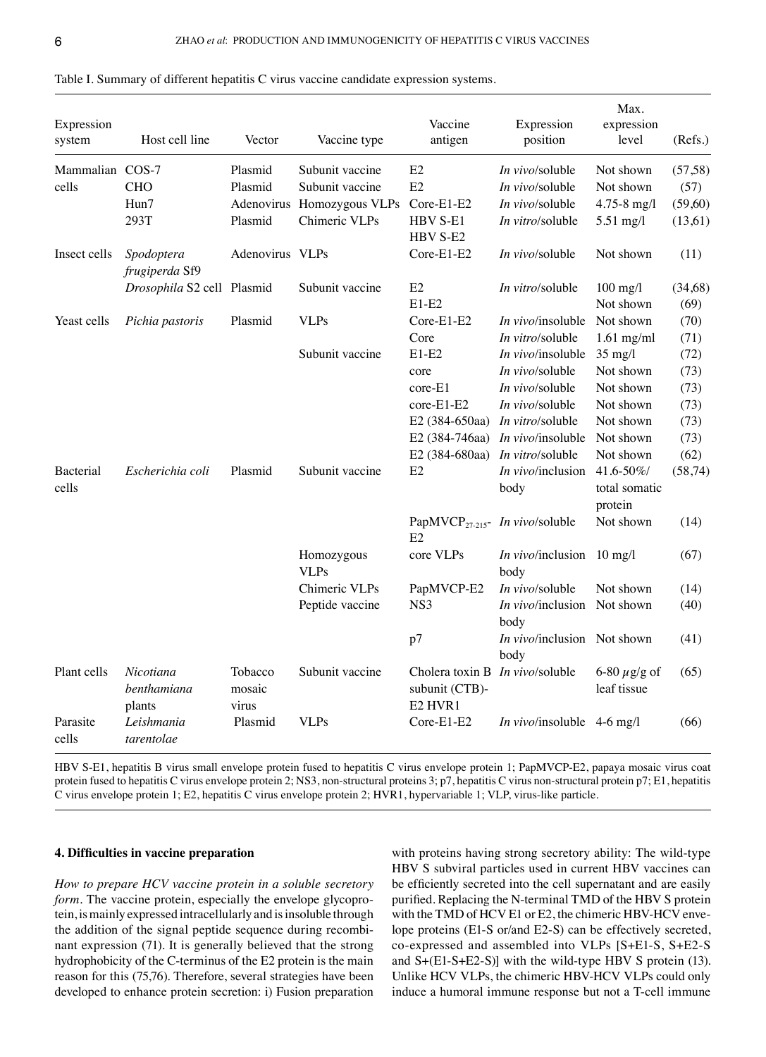Table I. Summary of different hepatitis C virus vaccine candidate expression systems.

| Expression system | Host cell line | Vector | Vaccine type | Vaccine antigen | Expression position | Max. expression level | (Refs.) |
|---|---|---|---|---|---|---|---|
| Mammalian cells | COS-7 | Plasmid | Subunit vaccine | E2 | *In vivo*/soluble | Not shown | (57,58) |
| | CHO | Plasmid | Subunit vaccine | E2 | *In vivo*/soluble | Not shown | (57) |
| | Hun7 | Adenovirus | Homozygous VLPs | Core-E1-E2 | *In vivo*/soluble | 4.75-8 mg/l | (59,60) |
| | 293T | Plasmid | Chimeric VLPs | HBV S-E1 HBV S-E2 | *In vitro*/soluble | 5.51 mg/l | (13,61) |
| Insect cells | *Spodoptera frugiperda* Sf9 | Adenovirus | VLPs | Core-E1-E2 | *In vivo*/soluble | Not shown | (11) |
| | *Drosophila* S2 cell | Plasmid | Subunit vaccine | E2 | *In vitro*/soluble | 100 mg/l | (34,68) |
| | | | | E1-E2 | | Not shown | (69) |
| Yeast cells | *Pichia pastoris* | Plasmid | VLPs | Core-E1-E2 | *In vivo*/insoluble | Not shown | (70) |
| | | | | Core | *In vitro*/soluble | 1.61 mg/ml | (71) |
| | | | Subunit vaccine | E1-E2 | *In vivo*/insoluble | 35 mg/l | (72) |
| | | | | core | *In vivo*/soluble | Not shown | (73) |
| | | | | core-E1 | *In vivo*/soluble | Not shown | (73) |
| | | | | core-E1-E2 | *In vivo*/soluble | Not shown | (73) |
| | | | | E2 (384-650aa) | *In vitro*/soluble | Not shown | (73) |
| | | | | E2 (384-746aa) | *In vivo*/insoluble | Not shown | (73) |
| | | | | E2 (384-680aa) | *In vitro*/soluble | Not shown | (62) |
| Bacterial cells | *Escherichia coli* | Plasmid | Subunit vaccine | E2 | *In vivo*/inclusion body | 41.6-50%/ total somatic protein | (58,74) |
| | | | | PapMVCP$_{27\text{-}215}$-E2 | *In vivo*/soluble | Not shown | (14) |
| | | | Homozygous VLPs | core VLPs | *In vivo*/inclusion body | 10 mg/l | (67) |
| | | | Chimeric VLPs | PapMVCP-E2 | *In vivo*/soluble | Not shown | (14) |
| | | | Peptide vaccine | NS3 | *In vivo*/inclusion body | Not shown | (40) |
| | | | | p7 | *In vivo*/inclusion body | Not shown | (41) |
| Plant cells | *Nicotiana benthamiana* plants | Tobacco mosaic virus | Subunit vaccine | Cholera toxin B subunit (CTB)-E2 HVR1 | *In vivo*/soluble | 6-80 $\mu$g/g of leaf tissue | (65) |
| Parasite cells | *Leishmania tarentolae* | Plasmid | VLPs | Core-E1-E2 | *In vivo*/insoluble | 4-6 mg/l | (66) |

HBV S-E1, hepatitis B virus small envelope protein fused to hepatitis C virus envelope protein 1; PapMVCP-E2, papaya mosaic virus coat protein fused to hepatitis C virus envelope protein 2; NS3, non-structural proteins 3; p7, hepatitis C virus non-structural protein p7; E1, hepatitis C virus envelope protein 1; E2, hepatitis C virus envelope protein 2; HVR1, hypervariable 1; VLP, virus-like particle.

## 4. Difficulties in vaccine preparation

*How to prepare HCV vaccine protein in a soluble secretory form*. The vaccine protein, especially the envelope glycoprotein, is mainly expressed intracellularly and is insoluble through the addition of the signal peptide sequence during recombinant expression (71). It is generally believed that the strong hydrophobicity of the C-terminus of the E2 protein is the main reason for this (75,76). Therefore, several strategies have been developed to enhance protein secretion: i) Fusion preparation with proteins having strong secretory ability: The wild-type HBV S subviral particles used in current HBV vaccines can be efficiently secreted into the cell supernatant and are easily purified. Replacing the N-terminal TMD of the HBV S protein with the TMD of HCV E1 or E2, the chimeric HBV-HCV envelope proteins (E1-S or/and E2-S) can be effectively secreted, co-expressed and assembled into VLPs [S+E1-S, S+E2-S and S+(E1-S+E2-S)] with the wild-type HBV S protein (13). Unlike HCV VLPs, the chimeric HBV-HCV VLPs could only induce a humoral immune response but not a T-cell immune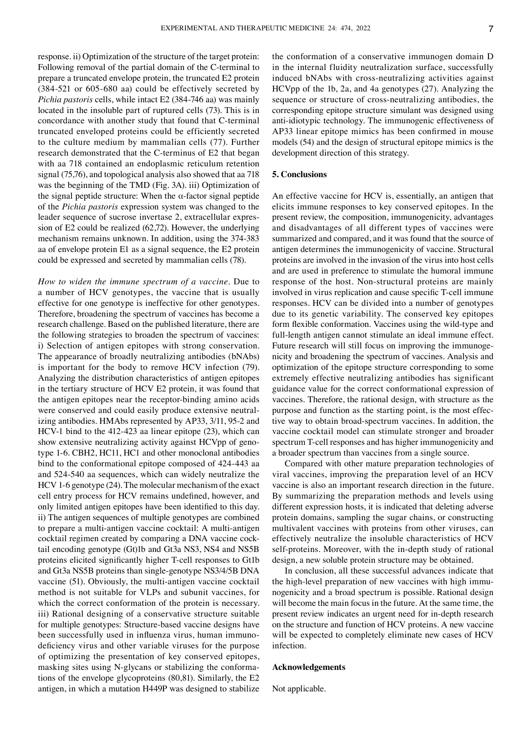response. ii) Optimization of the structure of the target protein: Following removal of the partial domain of the C-terminal to prepare a truncated envelope protein, the truncated E2 protein (384-521 or 605-680 aa) could be effectively secreted by *Pichia pastoris* cells, while intact E2 (384-746 aa) was mainly located in the insoluble part of ruptured cells (73). This is in concordance with another study that found that C-terminal truncated enveloped proteins could be efficiently secreted to the culture medium by mammalian cells (77). Further research demonstrated that the C-terminus of E2 that began with aa 718 contained an endoplasmic reticulum retention signal (75,76), and topological analysis also showed that aa 718 was the beginning of the TMD (Fig. 3A). iii) Optimization of the signal peptide structure: When the α-factor signal peptide of the *Pichia pastoris* expression system was changed to the leader sequence of sucrose invertase 2, extracellular expression of E2 could be realized (62,72). However, the underlying mechanism remains unknown. In addition, using the 374-383 aa of envelope protein E1 as a signal sequence, the E2 protein could be expressed and secreted by mammalian cells (78).

*How to widen the immune spectrum of a vaccine.* Due to a number of HCV genotypes, the vaccine that is usually effective for one genotype is ineffective for other genotypes. Therefore, broadening the spectrum of vaccines has become a research challenge. Based on the published literature, there are the following strategies to broaden the spectrum of vaccines: i) Selection of antigen epitopes with strong conservation. The appearance of broadly neutralizing antibodies (bNAbs) is important for the body to remove HCV infection (79). Analyzing the distribution characteristics of antigen epitopes in the tertiary structure of HCV E2 protein, it was found that the antigen epitopes near the receptor-binding amino acids were conserved and could easily produce extensive neutralizing antibodies. HMAbs represented by AP33, 3/11, 95-2 and HCV-1 bind to the 412-423 aa linear epitope (23), which can show extensive neutralizing activity against HCVpp of genotype 1-6. CBH2, HC11, HC1 and other monoclonal antibodies bind to the conformational epitope composed of 424-443 aa and 524-540 aa sequences, which can widely neutralize the HCV 1-6 genotype (24). The molecular mechanism of the exact cell entry process for HCV remains undefined, however, and only limited antigen epitopes have been identified to this day. ii) The antigen sequences of multiple genotypes are combined to prepare a multi-antigen vaccine cocktail: A multi-antigen cocktail regimen created by comparing a DNA vaccine cocktail encoding genotype (Gt)1b and Gt3a NS3, NS4 and NS5B proteins elicited significantly higher T-cell responses to Gt1b and Gt3a NS5B proteins than single-genotype NS3/4/5B DNA vaccine (51). Obviously, the multi-antigen vaccine cocktail method is not suitable for VLPs and subunit vaccines, for which the correct conformation of the protein is necessary. iii) Rational designing of a conservative structure suitable for multiple genotypes: Structure-based vaccine designs have been successfully used in influenza virus, human immunodeficiency virus and other variable viruses for the purpose of optimizing the presentation of key conserved epitopes, masking sites using N-glycans or stabilizing the conformations of the envelope glycoproteins (80,81). Similarly, the E2 antigen, in which a mutation H449P was designed to stabilize the conformation of a conservative immunogen domain D in the internal fluidity neutralization surface, successfully induced bNAbs with cross-neutralizing activities against HCVpp of the 1b, 2a, and 4a genotypes (27). Analyzing the sequence or structure of cross-neutralizing antibodies, the corresponding epitope structure simulant was designed using anti-idiotypic technology. The immunogenic effectiveness of AP33 linear epitope mimics has been confirmed in mouse models (54) and the design of structural epitope mimics is the development direction of this strategy.

## 5. Conclusions

An effective vaccine for HCV is, essentially, an antigen that elicits immune responses to key conserved epitopes. In the present review, the composition, immunogenicity, advantages and disadvantages of all different types of vaccines were summarized and compared, and it was found that the source of antigen determines the immunogenicity of vaccine. Structural proteins are involved in the invasion of the virus into host cells and are used in preference to stimulate the humoral immune response of the host. Non-structural proteins are mainly involved in virus replication and cause specific T-cell immune responses. HCV can be divided into a number of genotypes due to its genetic variability. The conserved key epitopes form flexible conformation. Vaccines using the wild-type and full-length antigen cannot stimulate an ideal immune effect. Future research will still focus on improving the immunogenicity and broadening the spectrum of vaccines. Analysis and optimization of the epitope structure corresponding to some extremely effective neutralizing antibodies has significant guidance value for the correct conformational expression of vaccines. Therefore, the rational design, with structure as the purpose and function as the starting point, is the most effective way to obtain broad-spectrum vaccines. In addition, the vaccine cocktail model can stimulate stronger and broader spectrum T-cell responses and has higher immunogenicity and a broader spectrum than vaccines from a single source.

Compared with other mature preparation technologies of viral vaccines, improving the preparation level of an HCV vaccine is also an important research direction in the future. By summarizing the preparation methods and levels using different expression hosts, it is indicated that deleting adverse protein domains, sampling the sugar chains, or constructing multivalent vaccines with proteins from other viruses, can effectively neutralize the insoluble characteristics of HCV self-proteins. Moreover, with the in-depth study of rational design, a new soluble protein structure may be obtained.

In conclusion, all these successful advances indicate that the high-level preparation of new vaccines with high immunogenicity and a broad spectrum is possible. Rational design will become the main focus in the future. At the same time, the present review indicates an urgent need for in-depth research on the structure and function of HCV proteins. A new vaccine will be expected to completely eliminate new cases of HCV infection.

## Acknowledgements

Not applicable.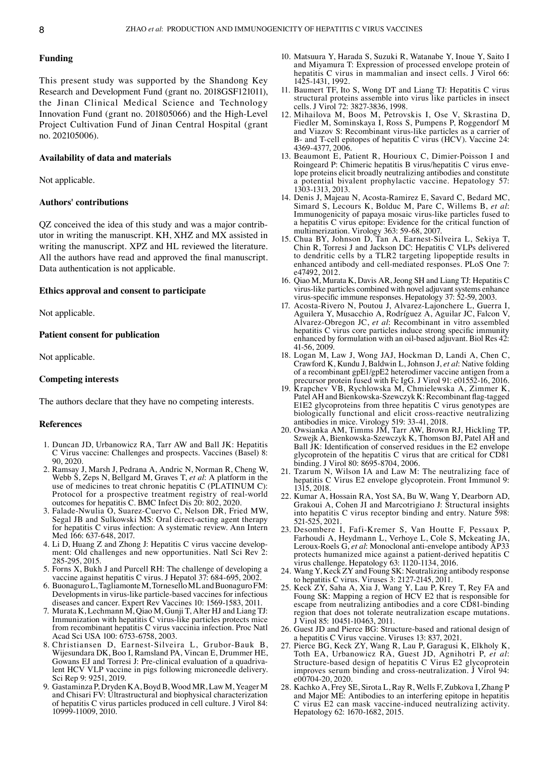## Funding

This present study was supported by the Shandong Key Research and Development Fund (grant no. 2018GSF121011), the Jinan Clinical Medical Science and Technology Innovation Fund (grant no. 201805066) and the High‑Level Project Cultivation Fund of Jinan Central Hospital (grant no. 202105006).

## Availability of data and materials

Not applicable.

## Authors' contributions

QZ conceived the idea of this study and was a major contributor in writing the manuscript. KH, XHZ and MX assisted in writing the manuscript. XPZ and HL reviewed the literature. All the authors have read and approved the final manuscript. Data authentication is not applicable.

## Ethics approval and consent to participate

Not applicable.

## Patient consent for publication

Not applicable.

## Competing interests

The authors declare that they have no competing interests.

## References

1. Duncan JD, Urbanowicz RA, Tarr AW and Ball JK: Hepatitis C Virus vaccine: Challenges and prospects. Vaccines (Basel) 8: 90, 2020.
2. Ramsay J, Marsh J, Pedrana A, Andric N, Norman R, Cheng W, Webb S, Zeps N, Bellgard M, Graves T, *et al*: A platform in the use of medicines to treat chronic hepatitis C (PLATINUM C): Protocol for a prospective treatment registry of real-world outcomes for hepatitis C. BMC Infect Dis 20: 802, 2020.
3. Falade-Nwulia O, Suarez-Cuervo C, Nelson DR, Fried MW, Segal JB and Sulkowski MS: Oral direct-acting agent therapy for hepatitis C virus infection: A systematic review. Ann Intern Med 166: 637-648, 2017.
4. Li D, Huang Z and Zhong J: Hepatitis C virus vaccine development: Old challenges and new opportunities. Natl Sci Rev 2: 285-295, 2015.
5. Forns X, Bukh J and Purcell RH: The challenge of developing a vaccine against hepatitis C virus. J Hepatol 37: 684-695, 2002.
6. Buonaguro L, Tagliamonte M, Tornesello ML and Buonaguro FM: Developments in virus-like particle-based vaccines for infectious diseases and cancer. Expert Rev Vaccines 10: 1569-1583, 2011.
7. Murata K, Lechmann M, Qiao M, Gunji T, Alter HJ and Liang TJ: Immunization with hepatitis C virus-like particles protects mice from recombinant hepatitis C virus vaccinia infection. Proc Natl Acad Sci USA 100: 6753-6758, 2003.
8. Christiansen D, Earnest-Silveira L, Grubor-Bauk B, Wijesundara DK, Boo I, Ramsland PA, Vincan E, Drummer HE, Gowans EJ and Torresi J: Pre-clinical evaluation of a quadrivalent HCV VLP vaccine in pigs following microneedle delivery. Sci Rep 9: 9251, 2019.
9. Gastaminza P, Dryden KA, Boyd B, Wood MR, Law M, Yeager M and Chisari FV: Ultrastructural and biophysical characterization of hepatitis C virus particles produced in cell culture. J Virol 84: 10999-11009, 2010.
10. Matsuura Y, Harada S, Suzuki R, Watanabe Y, Inoue Y, Saito I and Miyamura T: Expression of processed envelope protein of hepatitis C virus in mammalian and insect cells. J Virol 66: 1425-1431, 1992.
11. Baumert TF, Ito S, Wong DT and Liang TJ: Hepatitis C virus structural proteins assemble into virus like particles in insect cells. J Virol 72: 3827-3836, 1998.
12. Mihailova M, Boos M, Petrovskis I, Ose V, Skrastina D, Fiedler M, Sominskaya I, Ross S, Pumpens P, Roggendorf M and Viazov S: Recombinant virus-like particles as a carrier of B- and T-cell epitopes of hepatitis C virus (HCV). Vaccine 24: 4369-4377, 2006.
13. Beaumont E, Patient R, Hourioux C, Dimier-Poisson I and Roingeard P: Chimeric hepatitis B virus/hepatitis C virus envelope proteins elicit broadly neutralizing antibodies and constitute a potential bivalent prophylactic vaccine. Hepatology 57: 1303-1313, 2013.
14. Denis J, Majeau N, Acosta-Ramirez E, Savard C, Bedard MC, Simard S, Lecours K, Bolduc M, Pare C, Willems B, *et al*: Immunogenicity of papaya mosaic virus-like particles fused to a hepatitis C virus epitope: Evidence for the critical function of multimerization. Virology 363: 59-68, 2007.
15. Chua BY, Johnson D, Tan A, Earnest-Silveira L, Sekiya T, Chin R, Torresi J and Jackson DC: Hepatitis C VLPs delivered to dendritic cells by a TLR2 targeting lipopeptide results in enhanced antibody and cell-mediated responses. PLoS One 7: e47492, 2012.
16. Qiao M, Murata K, Davis AR, Jeong SH and Liang TJ: Hepatitis C virus-like particles combined with novel adjuvant systems enhance virus-specific immune responses. Hepatology 37: 52-59, 2003.
17. Acosta-Rivero N, Poutou J, Alvarez-Lajonchere L, Guerra I, Aguilera Y, Musacchio A, Rodríguez A, Aguilar JC, Falcon V, Alvarez-Obregon JC, *et al*: Recombinant in vitro assembled hepatitis C virus core particles induce strong specific immunity enhanced by formulation with an oil-based adjuvant. Biol Res 42: 41-56, 2009.
18. Logan M, Law J, Wong JAJ, Hockman D, Landi A, Chen C, Crawford K, Kundu J, Baldwin L, Johnson J, *et al*: Native folding of a recombinant gpE1/gpE2 heterodimer vaccine antigen from a precursor protein fused with Fc IgG. J Virol 91: e01552-16, 2016.
19. Krapchev VB, Rychlowska M, Chmielewska A, Zimmer K, Patel AH and Bienkowska-Szewczyk K: Recombinant flag-tagged E1E2 glycoproteins from three hepatitis C virus genotypes are biologically functional and elicit cross-reactive neutralizing antibodies in mice. Virology 519: 33-41, 2018.
20. Owsianka AM, Timms JM, Tarr AW, Brown RJ, Hickling TP, Szwejk A, Bienkowska-Szewczyk K, Thomson BJ, Patel AH and Ball JK: Identification of conserved residues in the E2 envelope glycoprotein of the hepatitis C virus that are critical for CD81 binding. J Virol 80: 8695-8704, 2006.
21. Tzarum N, Wilson IA and Law M: The neutralizing face of hepatitis C Virus E2 envelope glycoprotein. Front Immunol 9: 1315, 2018.
22. Kumar A, Hossain RA, Yost SA, Bu W, Wang Y, Dearborn AD, Grakoui A, Cohen JI and Marcotrigiano J: Structural insights into hepatitis C virus receptor binding and entry. Nature 598: 521-525, 2021.
23. Desombere I, Fafi-Kremer S, Van Houtte F, Pessaux P, Farhoudi A, Heydmann L, Verhoye L, Cole S, Mckeating JA, Leroux-Roels G, *et al*: Monoclonal anti-envelope antibody AP33 protects humanized mice against a patient-derived hepatitis C virus challenge. Hepatology 63: 1120-1134, 2016.
24. Wang Y, Keck ZY and Foung SK: Neutralizing antibody response to hepatitis C virus. Viruses 3: 2127-2145, 2011.
25. Keck ZY, Saha A, Xia J, Wang Y, Lau P, Krey T, Rey FA and Foung SK: Mapping a region of HCV E2 that is responsible for escape from neutralizing antibodies and a core CD81-binding region that does not tolerate neutralization escape mutations. J Virol 85: 10451-10463, 2011.
26. Guest JD and Pierce BG: Structure-based and rational design of a hepatitis C Virus vaccine. Viruses 13: 837, 2021.
27. Pierce BG, Keck ZY, Wang R, Lau P, Garagusi K, Elkholy K, Toth EA, Urbanowicz RA, Guest JD, Agnihotri P, *et al*: Structure-based design of hepatitis C Virus E2 glycoprotein improves serum binding and cross-neutralization. J Virol 94: e00704-20, 2020.
28. Kachko A, Frey SE, Sirota L, Ray R, Wells F, Zubkova I, Zhang P and Major ME: Antibodies to an interfering epitope in hepatitis C virus E2 can mask vaccine-induced neutralizing activity. Hepatology 62: 1670-1682, 2015.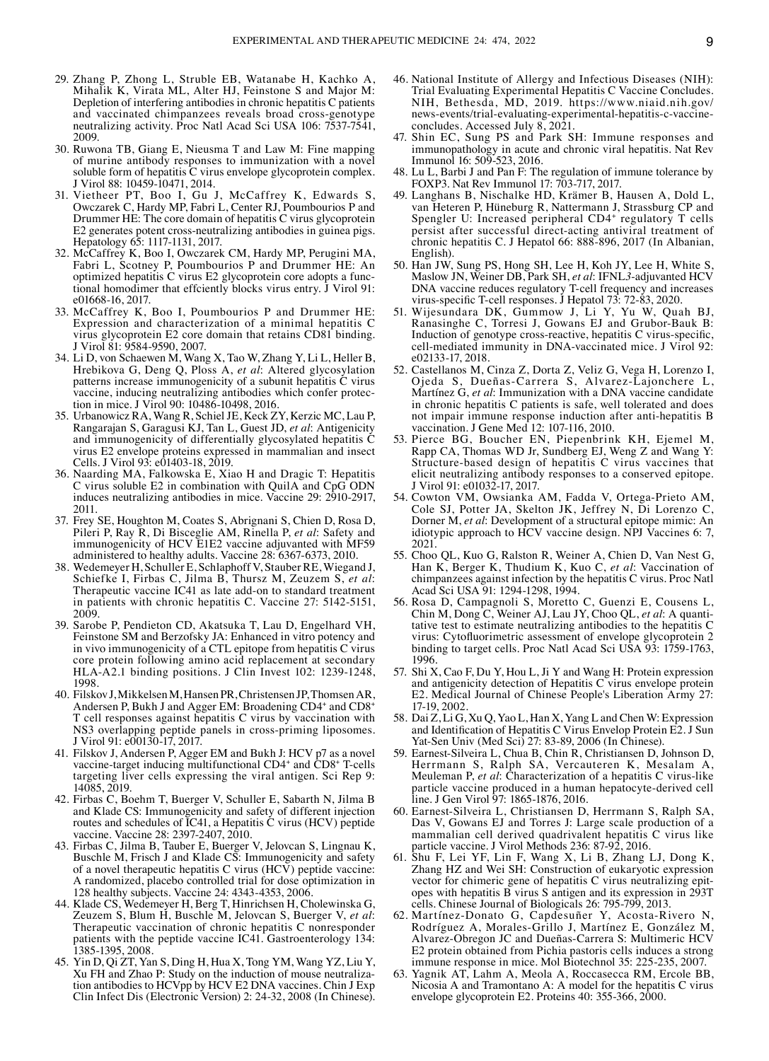29. Zhang P, Zhong L, Struble EB, Watanabe H, Kachko A, Mihalik K, Virata ML, Alter HJ, Feinstone S and Major M: Depletion of interfering antibodies in chronic hepatitis C patients and vaccinated chimpanzees reveals broad cross-genotype neutralizing activity. Proc Natl Acad Sci USA 106: 7537-7541, 2009.
30. Ruwona TB, Giang E, Nieusma T and Law M: Fine mapping of murine antibody responses to immunization with a novel soluble form of hepatitis C virus envelope glycoprotein complex. J Virol 88: 10459-10471, 2014.
31. Vietheer PT, Boo I, Gu J, McCaffrey K, Edwards S, Owczarek C, Hardy MP, Fabri L, Center RJ, Poumbourios P and Drummer HE: The core domain of hepatitis C virus glycoprotein E2 generates potent cross-neutralizing antibodies in guinea pigs. Hepatology 65: 1117-1131, 2017.
32. McCaffrey K, Boo I, Owczarek CM, Hardy MP, Perugini MA, Fabri L, Scotney P, Poumbourios P and Drummer HE: An optimized hepatitis C virus E2 glycoprotein core adopts a functional homodimer that effciently blocks virus entry. J Virol 91: e01668-16, 2017.
33. McCaffrey K, Boo I, Poumbourios P and Drummer HE: Expression and characterization of a minimal hepatitis C virus glycoprotein E2 core domain that retains CD81 binding. J Virol 81: 9584-9590, 2007.
34. Li D, von Schaewen M, Wang X, Tao W, Zhang Y, Li L, Heller B, Hrebikova G, Deng Q, Ploss A, *et al*: Altered glycosylation patterns increase immunogenicity of a subunit hepatitis C virus vaccine, inducing neutralizing antibodies which confer protection in mice. J Virol 90: 10486-10498, 2016.
35. Urbanowicz RA, Wang R, Schiel JE, Keck ZY, Kerzic MC, Lau P, Rangarajan S, Garagusi KJ, Tan L, Guest JD, *et al*: Antigenicity and immunogenicity of differentially glycosylated hepatitis C virus E2 envelope proteins expressed in mammalian and insect Cells. J Virol 93: e01403-18, 2019.
36. Naarding MA, Falkowska E, Xiao H and Dragic T: Hepatitis C virus soluble E2 in combination with QuilA and CpG ODN induces neutralizing antibodies in mice. Vaccine 29: 2910-2917, 2011.
37. Frey SE, Houghton M, Coates S, Abrignani S, Chien D, Rosa D, Pileri P, Ray R, Di Bisceglie AM, Rinella P, *et al*: Safety and immunogenicity of HCV E1E2 vaccine adjuvanted with MF59 administered to healthy adults. Vaccine 28: 6367-6373, 2010.
38. Wedemeyer H, Schuller E, Schlaphoff V, Stauber RE, Wiegand J, Schiefke I, Firbas C, Jilma B, Thursz M, Zeuzem S, *et al*: Therapeutic vaccine IC41 as late add-on to standard treatment in patients with chronic hepatitis C. Vaccine 27: 5142-5151, 2009.
39. Sarobe P, Pendleton CD, Akatsuka T, Lau D, Engelhard VH, Feinstone SM and Berzofsky JA: Enhanced in vitro potency and in vivo immunogenicity of a CTL epitope from hepatitis C virus core protein following amino acid replacement at secondary HLA-A2.1 binding positions. J Clin Invest 102: 1239-1248, 1998.
40. Filskov J, Mikkelsen M, Hansen PR, Christensen JP, Thomsen AR, Andersen P, Bukh J and Agger EM: Broadening CD4$^+$ and CD8$^+$ T cell responses against hepatitis C virus by vaccination with NS3 overlapping peptide panels in cross-priming liposomes. J Virol 91: e00130-17, 2017.
41. Filskov J, Andersen P, Agger EM and Bukh J: HCV p7 as a novel vaccine-target inducing multifunctional CD4$^+$ and CD8$^+$ T-cells targeting liver cells expressing the viral antigen. Sci Rep 9: 14085, 2019.
42. Firbas C, Boehm T, Buerger V, Schuller E, Sabarth N, Jilma B and Klade CS: Immunogenicity and safety of different injection routes and schedules of IC41, a Hepatitis C virus (HCV) peptide vaccine. Vaccine 28: 2397-2407, 2010.
43. Firbas C, Jilma B, Tauber E, Buerger V, Jelovcan S, Lingnau K, Buschle M, Frisch J and Klade CS: Immunogenicity and safety of a novel therapeutic hepatitis C virus (HCV) peptide vaccine: A randomized, placebo controlled trial for dose optimization in 128 healthy subjects. Vaccine 24: 4343-4353, 2006.
44. Klade CS, Wedemeyer H, Berg T, Hinrichsen H, Cholewinska G, Zeuzem S, Blum H, Buschle M, Jelovcan S, Buerger V, *et al*: Therapeutic vaccination of chronic hepatitis C nonresponder patients with the peptide vaccine IC41. Gastroenterology 134: 1385-1395, 2008.
45. Yin D, Qi ZT, Yan S, Ding H, Hua X, Tong YM, Wang YZ, Liu Y, Xu FH and Zhao P: Study on the induction of mouse neutralization antibodies to HCVpp by HCV E2 DNA vaccines. Chin J Exp Clin Infect Dis (Electronic Version) 2: 24-32, 2008 (In Chinese).
46. National Institute of Allergy and Infectious Diseases (NIH): Trial Evaluating Experimental Hepatitis C Vaccine Concludes. NIH, Bethesda, MD, 2019. https://www.niaid.nih.gov/news-events/trial-evaluating-experimental-hepatitis-c-vaccine-concludes. Accessed July 8, 2021.
47. Shin EC, Sung PS and Park SH: Immune responses and immunopathology in acute and chronic viral hepatitis. Nat Rev Immunol 16: 509-523, 2016.
48. Lu L, Barbi J and Pan F: The regulation of immune tolerance by FOXP3. Nat Rev Immunol 17: 703-717, 2017.
49. Langhans B, Nischalke HD, Krämer B, Hausen A, Dold L, van Heteren P, Hüneburg R, Nattermann J, Strassburg CP and Spengler U: Increased peripheral CD4$^+$ regulatory T cells persist after successful direct-acting antiviral treatment of chronic hepatitis C. J Hepatol 66: 888-896, 2017 (In Albanian, English).
50. Han JW, Sung PS, Hong SH, Lee H, Koh JY, Lee H, White S, Maslow JN, Weiner DB, Park SH, *et al*: IFNL*3*-adjuvanted HCV DNA vaccine reduces regulatory T-cell frequency and increases virus-specific T-cell responses. J Hepatol 73: 72-83, 2020.
51. Wijesundara DK, Gummow J, Li Y, Yu W, Quah BJ, Ranasinghe C, Torresi J, Gowans EJ and Grubor-Bauk B: Induction of genotype cross-reactive, hepatitis C virus-specific, cell-mediated immunity in DNA-vaccinated mice. J Virol 92: e02133-17, 2018.
52. Castellanos M, Cinza Z, Dorta Z, Veliz G, Vega H, Lorenzo I, Ojeda S, Dueñas-Carrera S, Alvarez-Lajonchere L, Martínez G, *et al*: Immunization with a DNA vaccine candidate in chronic hepatitis C patients is safe, well tolerated and does not impair immune response induction after anti-hepatitis B vaccination. J Gene Med 12: 107-116, 2010.
53. Pierce BG, Boucher EN, Piepenbrink KH, Ejemel M, Rapp CA, Thomas WD Jr, Sundberg EJ, Weng Z and Wang Y: Structure-based design of hepatitis C virus vaccines that elicit neutralizing antibody responses to a conserved epitope. J Virol 91: e01032-17, 2017.
54. Cowton VM, Owsianka AM, Fadda V, Ortega-Prieto AM, Cole SJ, Potter JA, Skelton JK, Jeffrey N, Di Lorenzo C, Dorner M, *et al*: Development of a structural epitope mimic: An idiotypic approach to HCV vaccine design. NPJ Vaccines 6: 7, 2021.
55. Choo QL, Kuo G, Ralston R, Weiner A, Chien D, Van Nest G, Han K, Berger K, Thudium K, Kuo C, *et al*: Vaccination of chimpanzees against infection by the hepatitis C virus. Proc Natl Acad Sci USA 91: 1294-1298, 1994.
56. Rosa D, Campagnoli S, Moretto C, Guenzi E, Cousens L, Chin M, Dong C, Weiner AJ, Lau JY, Choo QL, *et al*: A quantitative test to estimate neutralizing antibodies to the hepatitis C virus: Cytofluorimetric assessment of envelope glycoprotein 2 binding to target cells. Proc Natl Acad Sci USA 93: 1759-1763, 1996.
57. Shi X, Cao F, Du Y, Hou L, Ji Y and Wang H: Protein expression and antigenicity detection of Hepatitis C virus envelope protein E2. Medical Journal of Chinese People's Liberation Army 27: 17-19, 2002.
58. Dai Z, Li G, Xu Q, Yao L, Han X, Yang L and Chen W: Expression and Identification of Hepatitis C Virus Envelop Protein E2. J Sun Yat-Sen Univ (Med Sci) 27: 83-89, 2006 (In Chinese).
59. Earnest-Silveira L, Chua B, Chin R, Christiansen D, Johnson D, Herrmann S, Ralph SA, Vercauteren K, Mesalam A, Meuleman P, *et al*: Characterization of a hepatitis C virus-like particle vaccine produced in a human hepatocyte-derived cell line. J Gen Virol 97: 1865-1876, 2016.
60. Earnest-Silveira L, Christiansen D, Herrmann S, Ralph SA, Das V, Gowans EJ and Torres J: Large scale production of a mammalian cell derived quadrivalent hepatitis C virus like particle vaccine. J Virol Methods 236: 87-92, 2016.
61. Shu F, Lei YF, Lin F, Wang X, Li B, Zhang LJ, Dong K, Zhang HZ and Wei SH: Construction of eukaryotic expression vector for chimeric gene of hepatitis C virus neutralizing epitopes with hepatitis B virus S antigen and its expression in 293T cells. Chinese Journal of Biologicals 26: 795-799, 2013.
62. Martínez-Donato G, Capdesuñer Y, Acosta-Rivero N, Rodríguez A, Morales-Grillo J, Martínez E, González M, Alvarez-Obregon JC and Dueñas-Carrera S: Multimeric HCV E2 protein obtained from Pichia pastoris cells induces a strong immune response in mice. Mol Biotechnol 35: 225-235, 2007.
63. Yagnik AT, Lahm A, Meola A, Roccasecca RM, Ercole BB, Nicosia A and Tramontano A: A model for the hepatitis C virus envelope glycoprotein E2. Proteins 40: 355-366, 2000.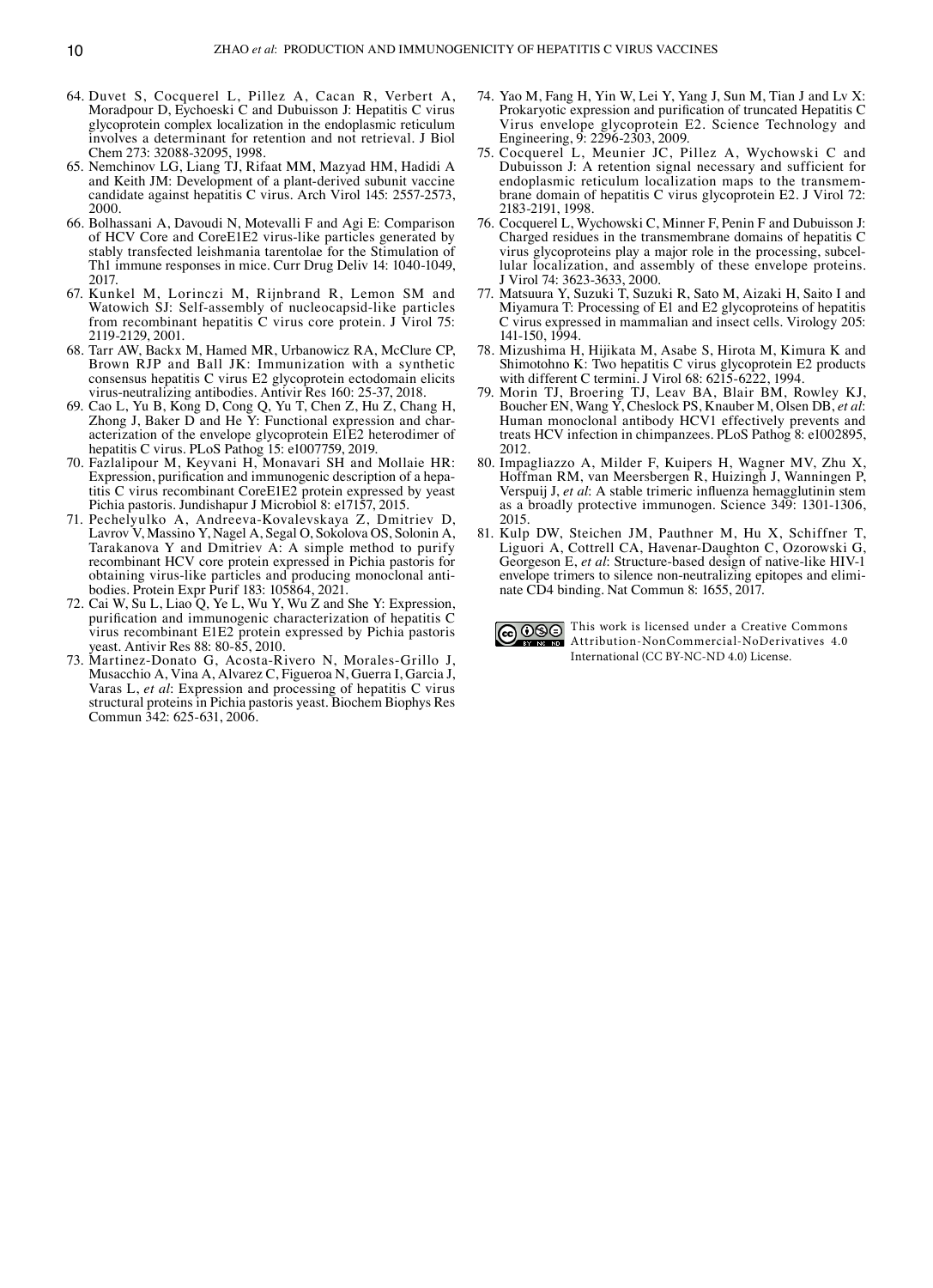64. Duvet S, Cocquerel L, Pillez A, Cacan R, Verbert A, Moradpour D, Eychoeski C and Dubuisson J: Hepatitis C virus glycoprotein complex localization in the endoplasmic reticulum involves a determinant for retention and not retrieval. J Biol Chem 273: 32088-32095, 1998.
65. Nemchinov LG, Liang TJ, Rifaat MM, Mazyad HM, Hadidi A and Keith JM: Development of a plant-derived subunit vaccine candidate against hepatitis C virus. Arch Virol 145: 2557-2573, 2000.
66. Bolhassani A, Davoudi N, Motevalli F and Agi E: Comparison of HCV Core and CoreE1E2 virus-like particles generated by stably transfected leishmania tarentolae for the Stimulation of Th1 immune responses in mice. Curr Drug Deliv 14: 1040-1049, 2017.
67. Kunkel M, Lorinczi M, Rijnbrand R, Lemon SM and Watowich SJ: Self-assembly of nucleocapsid-like particles from recombinant hepatitis C virus core protein. J Virol 75: 2119-2129, 2001.
68. Tarr AW, Backx M, Hamed MR, Urbanowicz RA, McClure CP, Brown RJP and Ball JK: Immunization with a synthetic consensus hepatitis C virus E2 glycoprotein ectodomain elicits virus-neutralizing antibodies. Antivir Res 160: 25-37, 2018.
69. Cao L, Yu B, Kong D, Cong Q, Yu T, Chen Z, Hu Z, Chang H, Zhong J, Baker D and He Y: Functional expression and characterization of the envelope glycoprotein E1E2 heterodimer of hepatitis C virus. PLoS Pathog 15: e1007759, 2019.
70. Fazlalipour M, Keyvani H, Monavari SH and Mollaie HR: Expression, purification and immunogenic description of a hepatitis C virus recombinant CoreE1E2 protein expressed by yeast Pichia pastoris. Jundishapur J Microbiol 8: e17157, 2015.
71. Pechelyulko A, Andreeva-Kovalevskaya Z, Dmitriev D, Lavrov V, Massino Y, Nagel A, Segal O, Sokolova OS, Solonin A, Tarakanova Y and Dmitriev A: A simple method to purify recombinant HCV core protein expressed in Pichia pastoris for obtaining virus-like particles and producing monoclonal antibodies. Protein Expr Purif 183: 105864, 2021.
72. Cai W, Su L, Liao Q, Ye L, Wu Y, Wu Z and She Y: Expression, purification and immunogenic characterization of hepatitis C virus recombinant E1E2 protein expressed by Pichia pastoris yeast. Antivir Res 88: 80-85, 2010.
73. Martinez-Donato G, Acosta-Rivero N, Morales-Grillo J, Musacchio A, Vina A, Alvarez C, Figueroa N, Guerra I, Garcia J, Varas L, *et al*: Expression and processing of hepatitis C virus structural proteins in Pichia pastoris yeast. Biochem Biophys Res Commun 342: 625-631, 2006.
74. Yao M, Fang H, Yin W, Lei Y, Yang J, Sun M, Tian J and Lv X: Prokaryotic expression and purification of truncated Hepatitis C Virus envelope glycoprotein E2. Science Technology and Engineering, 9: 2296-2303, 2009.
75. Cocquerel L, Meunier JC, Pillez A, Wychowski C and Dubuisson J: A retention signal necessary and sufficient for endoplasmic reticulum localization maps to the transmembrane domain of hepatitis C virus glycoprotein E2. J Virol 72: 2183-2191, 1998.
76. Cocquerel L, Wychowski C, Minner F, Penin F and Dubuisson J: Charged residues in the transmembrane domains of hepatitis C virus glycoproteins play a major role in the processing, subcellular localization, and assembly of these envelope proteins. J Virol 74: 3623-3633, 2000.
77. Matsuura Y, Suzuki T, Suzuki R, Sato M, Aizaki H, Saito I and Miyamura T: Processing of E1 and E2 glycoproteins of hepatitis C virus expressed in mammalian and insect cells. Virology 205: 141-150, 1994.
78. Mizushima H, Hijikata M, Asabe S, Hirota M, Kimura K and Shimotohno K: Two hepatitis C virus glycoprotein E2 products with different C termini. J Virol 68: 6215-6222, 1994.
79. Morin TJ, Broering TJ, Leav BA, Blair BM, Rowley KJ, Boucher EN, Wang Y, Cheslock PS, Knauber M, Olsen DB, *et al*: Human monoclonal antibody HCV1 effectively prevents and treats HCV infection in chimpanzees. PLoS Pathog 8: e1002895, 2012.
80. Impagliazzo A, Milder F, Kuipers H, Wagner MV, Zhu X, Hoffman RM, van Meersbergen R, Huizingh J, Wanningen P, Verspuij J, *et al*: A stable trimeric influenza hemagglutinin stem as a broadly protective immunogen. Science 349: 1301-1306, 2015.
81. Kulp DW, Steichen JM, Pauthner M, Hu X, Schiffner T, Liguori A, Cottrell CA, Havenar-Daughton C, Ozorowski G, Georgeson E, *et al*: Structure-based design of native-like HIV-1 envelope trimers to silence non-neutralizing epitopes and eliminate CD4 binding. Nat Commun 8: 1655, 2017.

This work is licensed under a Creative Commons Attribution-NonCommercial-NoDerivatives 4.0 International (CC BY-NC-ND 4.0) License.